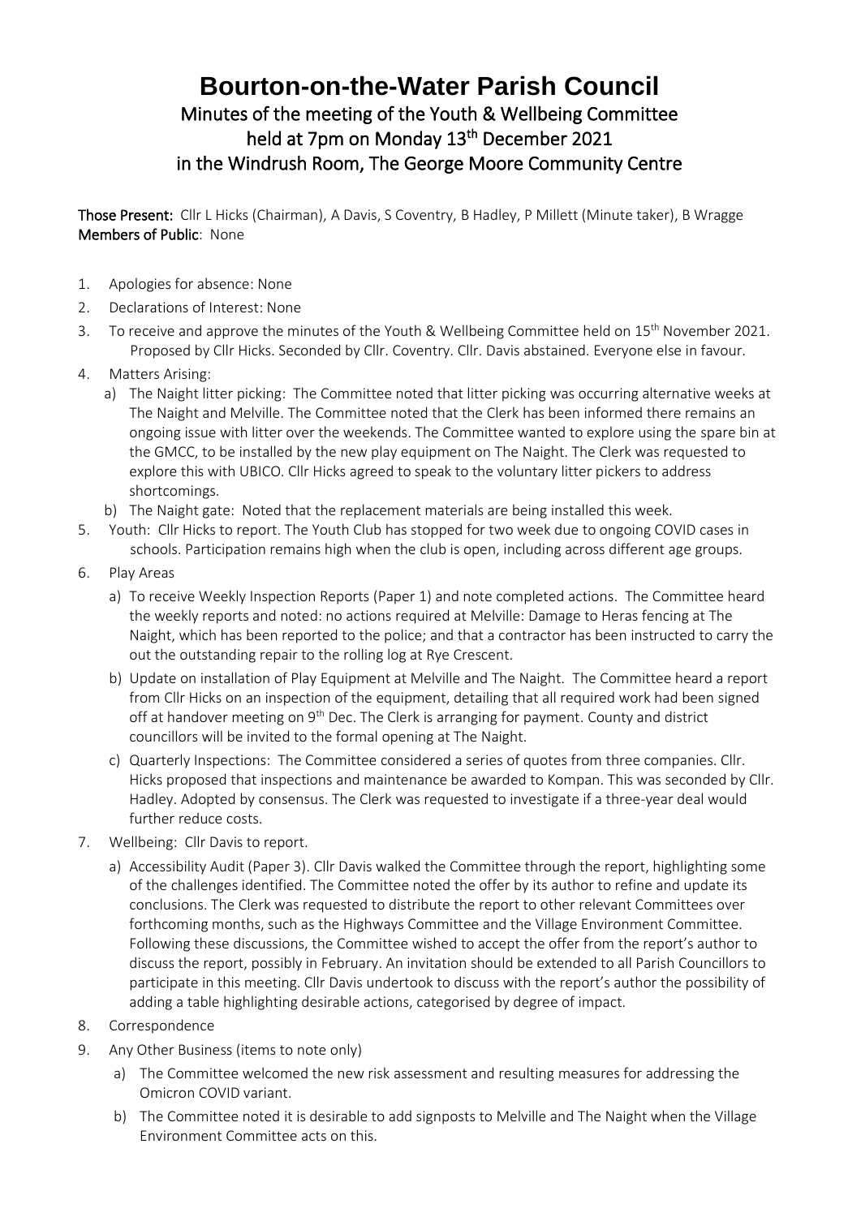# Bourton-on-the-Water Parish Council

## Minutes of the meeting of the Youth & Wellbeing Committee held at 7pm on Monday 13th December 2021 in the Windrush Room, The George Moore Community Centre

**Those Present:** Cllr L Hicks (Chairman), A Davis, S Coventry, B Hadley, P Millett (Minute taker), B Wragge
**Members of Public**: None

1. Apologies for absence: None
2. Declarations of Interest: None
3. To receive and approve the minutes of the Youth & Wellbeing Committee held on 15th November 2021. Proposed by Cllr Hicks. Seconded by Cllr. Coventry. Cllr. Davis abstained. Everyone else in favour.
4. Matters Arising:
   a) The Naight litter picking: The Committee noted that litter picking was occurring alternative weeks at The Naight and Melville. The Committee noted that the Clerk has been informed there remains an ongoing issue with litter over the weekends. The Committee wanted to explore using the spare bin at the GMCC, to be installed by the new play equipment on The Naight. The Clerk was requested to explore this with UBICO. Cllr Hicks agreed to speak to the voluntary litter pickers to address shortcomings.
   b) The Naight gate: Noted that the replacement materials are being installed this week.
5. Youth: Cllr Hicks to report. The Youth Club has stopped for two week due to ongoing COVID cases in schools. Participation remains high when the club is open, including across different age groups.
6. Play Areas
   a) To receive Weekly Inspection Reports (Paper 1) and note completed actions. The Committee heard the weekly reports and noted: no actions required at Melville: Damage to Heras fencing at The Naight, which has been reported to the police; and that a contractor has been instructed to carry the out the outstanding repair to the rolling log at Rye Crescent.
   b) Update on installation of Play Equipment at Melville and The Naight. The Committee heard a report from Cllr Hicks on an inspection of the equipment, detailing that all required work had been signed off at handover meeting on 9th Dec. The Clerk is arranging for payment. County and district councillors will be invited to the formal opening at The Naight.
   c) Quarterly Inspections: The Committee considered a series of quotes from three companies. Cllr. Hicks proposed that inspections and maintenance be awarded to Kompan. This was seconded by Cllr. Hadley. Adopted by consensus. The Clerk was requested to investigate if a three-year deal would further reduce costs.
7. Wellbeing: Cllr Davis to report.
   a) Accessibility Audit (Paper 3). Cllr Davis walked the Committee through the report, highlighting some of the challenges identified. The Committee noted the offer by its author to refine and update its conclusions. The Clerk was requested to distribute the report to other relevant Committees over forthcoming months, such as the Highways Committee and the Village Environment Committee. Following these discussions, the Committee wished to accept the offer from the report's author to discuss the report, possibly in February. An invitation should be extended to all Parish Councillors to participate in this meeting. Cllr Davis undertook to discuss with the report's author the possibility of adding a table highlighting desirable actions, categorised by degree of impact.
8. Correspondence
9. Any Other Business (items to note only)
   a) The Committee welcomed the new risk assessment and resulting measures for addressing the Omicron COVID variant.
   b) The Committee noted it is desirable to add signposts to Melville and The Naight when the Village Environment Committee acts on this.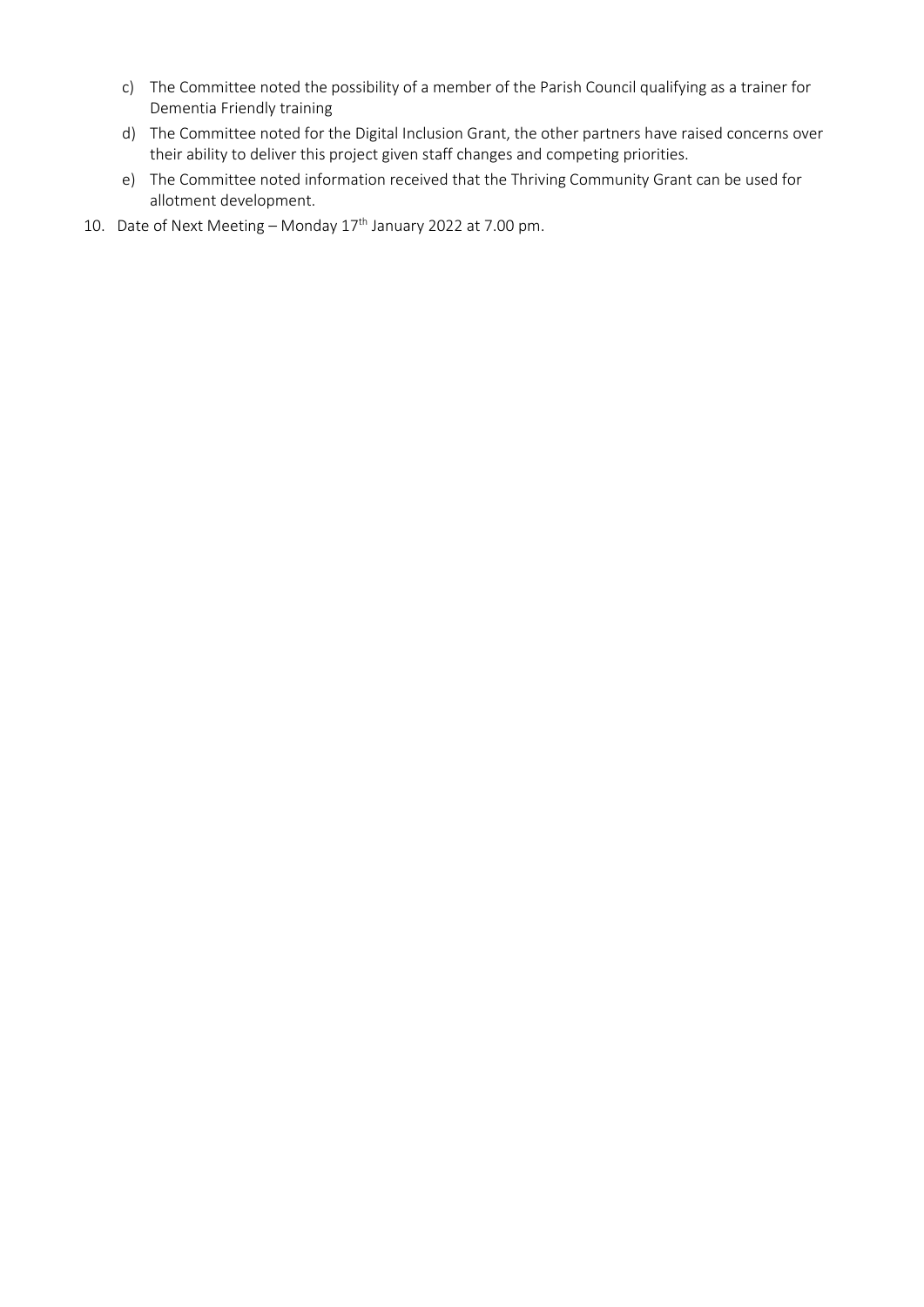c) The Committee noted the possibility of a member of the Parish Council qualifying as a trainer for Dementia Friendly training

d) The Committee noted for the Digital Inclusion Grant, the other partners have raised concerns over their ability to deliver this project given staff changes and competing priorities.

e) The Committee noted information received that the Thriving Community Grant can be used for allotment development.

10. Date of Next Meeting – Monday 17th January 2022 at 7.00 pm.